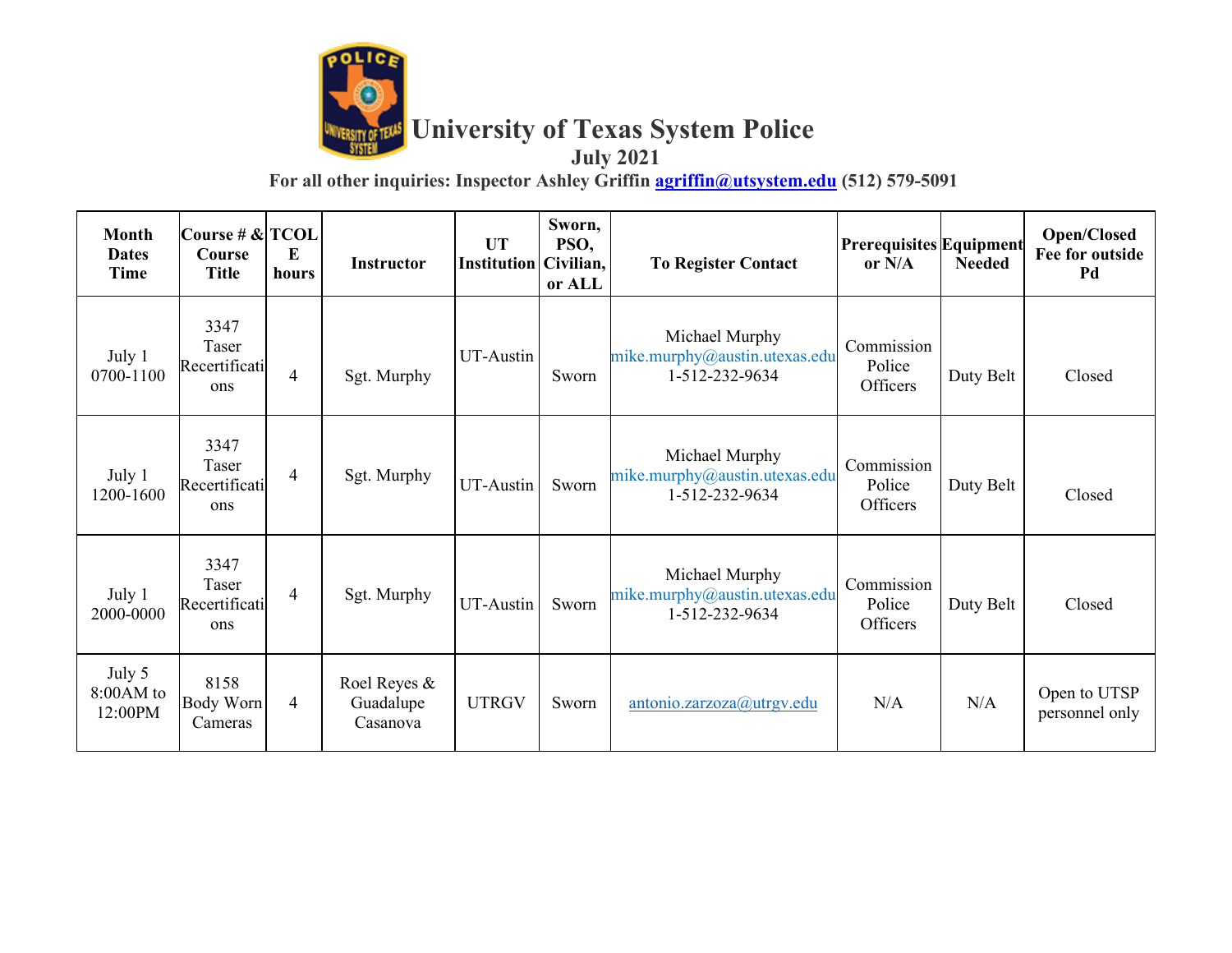# University of Texas System Police

## July 2021

**For all other inquiries: Inspector Ashley Griffin agriffin@utsystem.edu (512) 579-5091**

| Month Dates Time | Course # & Course Title | TCOLE hours | Instructor | UT Institution | Sworn, PSO, Civilian, or ALL | To Register Contact | Prerequisites or N/A | Equipment Needed | Open/Closed Fee for outside Pd |
|---|---|---|---|---|---|---|---|---|---|
| July 1 0700-1100 | 3347 Taser Recertifications | 4 | Sgt. Murphy | UT-Austin | Sworn | Michael Murphy mike.murphy@austin.utexas.edu 1-512-232-9634 | Commission Police Officers | Duty Belt | Closed |
| July 1 1200-1600 | 3347 Taser Recertifications | 4 | Sgt. Murphy | UT-Austin | Sworn | Michael Murphy mike.murphy@austin.utexas.edu 1-512-232-9634 | Commission Police Officers | Duty Belt | Closed |
| July 1 2000-0000 | 3347 Taser Recertifications | 4 | Sgt. Murphy | UT-Austin | Sworn | Michael Murphy mike.murphy@austin.utexas.edu 1-512-232-9634 | Commission Police Officers | Duty Belt | Closed |
| July 5 8:00AM to 12:00PM | 8158 Body Worn Cameras | 4 | Roel Reyes & Guadalupe Casanova | UTRGV | Sworn | antonio.zarzoza@utrgv.edu | N/A | N/A | Open to UTSP personnel only |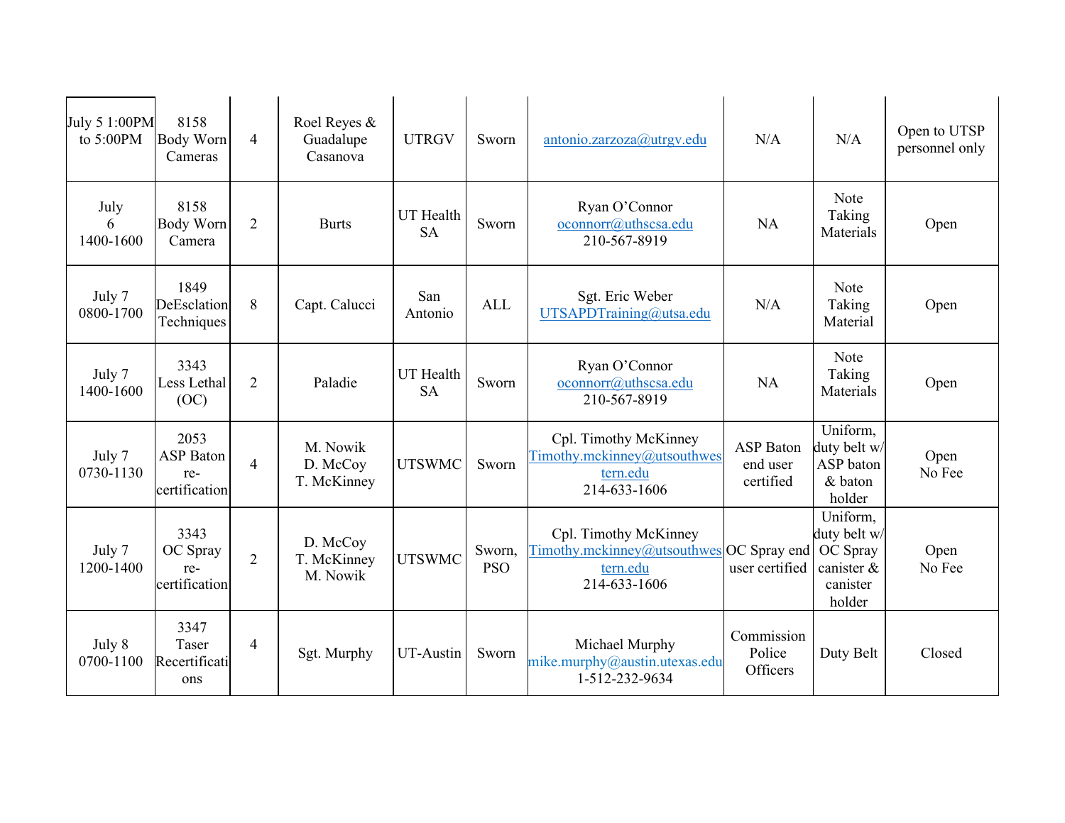| | | | | | | | | | |
|---|---|---|---|---|---|---|---|---|---|
| July 5 1:00PM to 5:00PM | 8158 Body Worn Cameras | 4 | Roel Reyes & Guadalupe Casanova | UTRGV | Sworn | antonio.zarzoza@utrgv.edu | N/A | N/A | Open to UTSP personnel only |
| July 6 1400-1600 | 8158 Body Worn Camera | 2 | Burts | UT Health SA | Sworn | Ryan O'Connor oconnorr@uthscsa.edu 210-567-8919 | NA | Note Taking Materials | Open |
| July 7 0800-1700 | 1849 DeEsclation Techniques | 8 | Capt. Calucci | San Antonio | ALL | Sgt. Eric Weber UTSAPDTraining@utsa.edu | N/A | Note Taking Material | Open |
| July 7 1400-1600 | 3343 Less Lethal (OC) | 2 | Paladie | UT Health SA | Sworn | Ryan O'Connor oconnorr@uthscsa.edu 210-567-8919 | NA | Note Taking Materials | Open |
| July 7 0730-1130 | 2053 ASP Baton re-certification | 4 | M. Nowik D. McCoy T. McKinney | UTSWMC | Sworn | Cpl. Timothy McKinney Timothy.mckinney@utsouthwestern.edu 214-633-1606 | ASP Baton end user certified | Uniform, duty belt w/ ASP baton & baton holder | Open No Fee |
| July 7 1200-1400 | 3343 OC Spray re-certification | 2 | D. McCoy T. McKinney M. Nowik | UTSWMC | Sworn, PSO | Cpl. Timothy McKinney Timothy.mckinney@utsouthwestern.edu 214-633-1606 | OC Spray end user certified | Uniform, duty belt w/ OC Spray canister & canister holder | Open No Fee |
| July 8 0700-1100 | 3347 Taser Recertifications | 4 | Sgt. Murphy | UT-Austin | Sworn | Michael Murphy mike.murphy@austin.utexas.edu 1-512-232-9634 | Commission Police Officers | Duty Belt | Closed |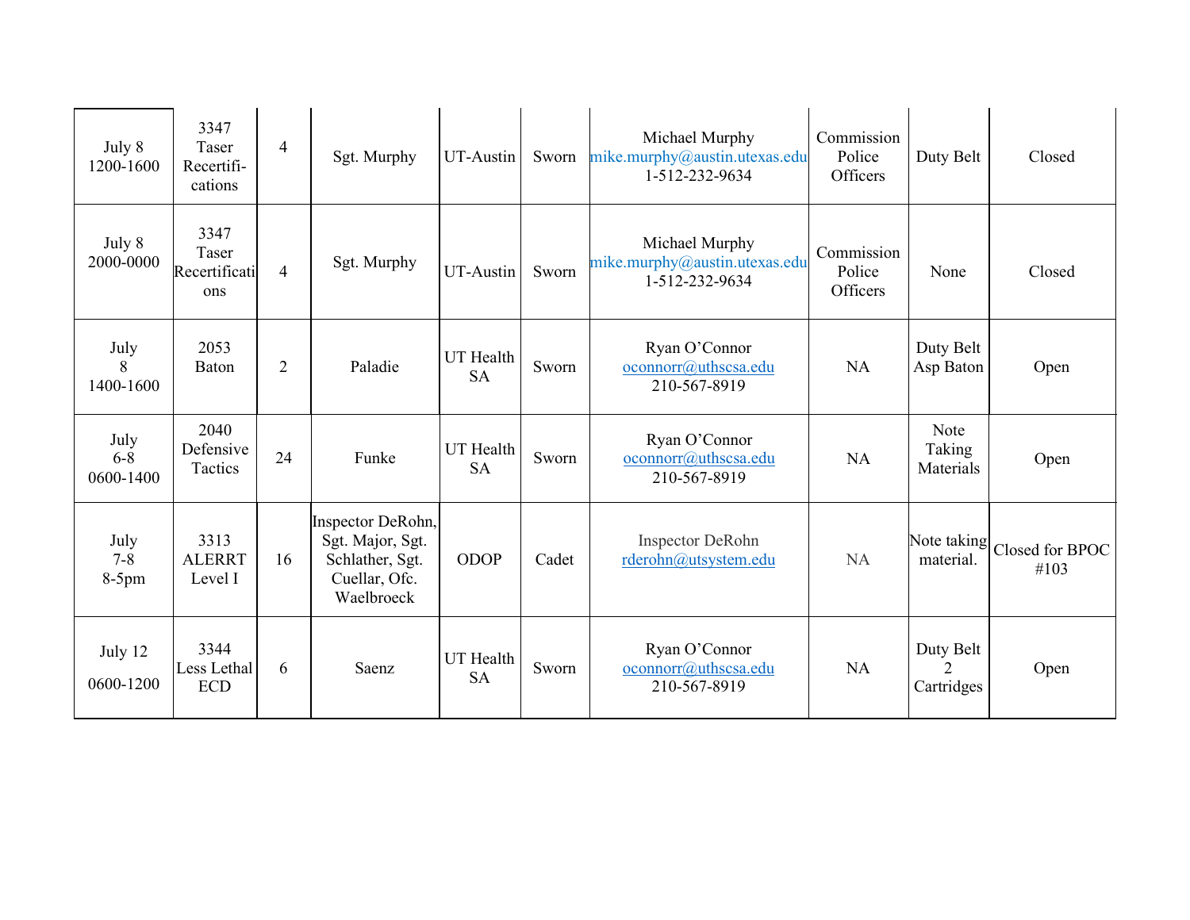| | | | | | | | | | |
|---|---|---|---|---|---|---|---|---|---|
| July 8 1200-1600 | 3347 Taser Recertifi-cations | 4 | Sgt. Murphy | UT-Austin | Sworn | Michael Murphy mike.murphy@austin.utexas.edu 1-512-232-9634 | Commission Police Officers | Duty Belt | Closed |
| July 8 2000-0000 | 3347 Taser Recertifications | 4 | Sgt. Murphy | UT-Austin | Sworn | Michael Murphy mike.murphy@austin.utexas.edu 1-512-232-9634 | Commission Police Officers | None | Closed |
| July 8 1400-1600 | 2053 Baton | 2 | Paladie | UT Health SA | Sworn | Ryan O'Connor oconnorr@uthscsa.edu 210-567-8919 | NA | Duty Belt Asp Baton | Open |
| July 6-8 0600-1400 | 2040 Defensive Tactics | 24 | Funke | UT Health SA | Sworn | Ryan O'Connor oconnorr@uthscsa.edu 210-567-8919 | NA | Note Taking Materials | Open |
| July 7-8 8-5pm | 3313 ALERRT Level I | 16 | Inspector DeRohn, Sgt. Major, Sgt. Schlather, Sgt. Cuellar, Ofc. Waelbroeck | ODOP | Cadet | Inspector DeRohn rderohn@utsystem.edu | NA | Note taking material. | Closed for BPOC #103 |
| July 12 0600-1200 | 3344 Less Lethal ECD | 6 | Saenz | UT Health SA | Sworn | Ryan O'Connor oconnorr@uthscsa.edu 210-567-8919 | NA | Duty Belt 2 Cartridges | Open |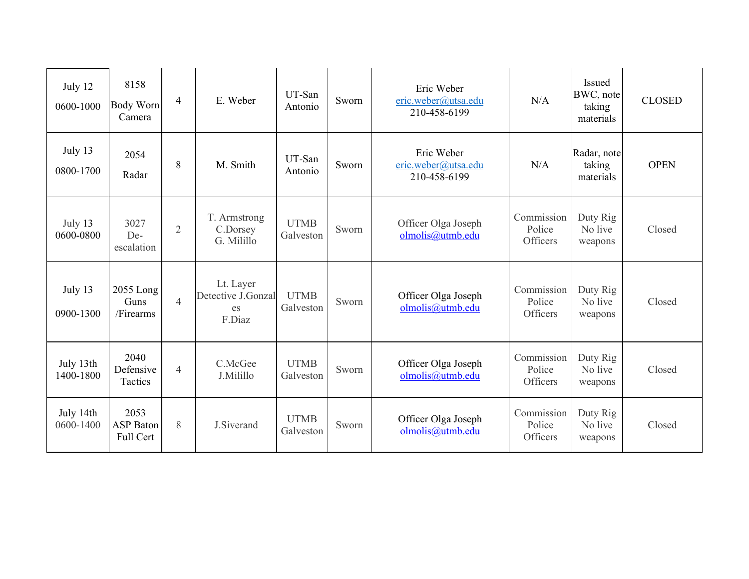| | | | | | | | | | |
|---|---|---|---|---|---|---|---|---|---|
| July 12 0600-1000 | 8158 Body Worn Camera | 4 | E. Weber | UT-San Antonio | Sworn | Eric Weber eric.weber@utsa.edu 210-458-6199 | N/A | Issued BWC, note taking materials | CLOSED |
| July 13 0800-1700 | 2054 Radar | 8 | M. Smith | UT-San Antonio | Sworn | Eric Weber eric.weber@utsa.edu 210-458-6199 | N/A | Radar, note taking materials | OPEN |
| July 13 0600-0800 | 3027 De-escalation | 2 | T. Armstrong C.Dorsey G. Milillo | UTMB Galveston | Sworn | Officer Olga Joseph olmolis@utmb.edu | Commission Police Officers | Duty Rig No live weapons | Closed |
| July 13 0900-1300 | 2055 Long Guns /Firearms | 4 | Lt. Layer Detective J.Gonzales F.Diaz | UTMB Galveston | Sworn | Officer Olga Joseph olmolis@utmb.edu | Commission Police Officers | Duty Rig No live weapons | Closed |
| July 13th 1400-1800 | 2040 Defensive Tactics | 4 | C.McGee J.Milillo | UTMB Galveston | Sworn | Officer Olga Joseph olmolis@utmb.edu | Commission Police Officers | Duty Rig No live weapons | Closed |
| July 14th 0600-1400 | 2053 ASP Baton Full Cert | 8 | J.Siverand | UTMB Galveston | Sworn | Officer Olga Joseph olmolis@utmb.edu | Commission Police Officers | Duty Rig No live weapons | Closed |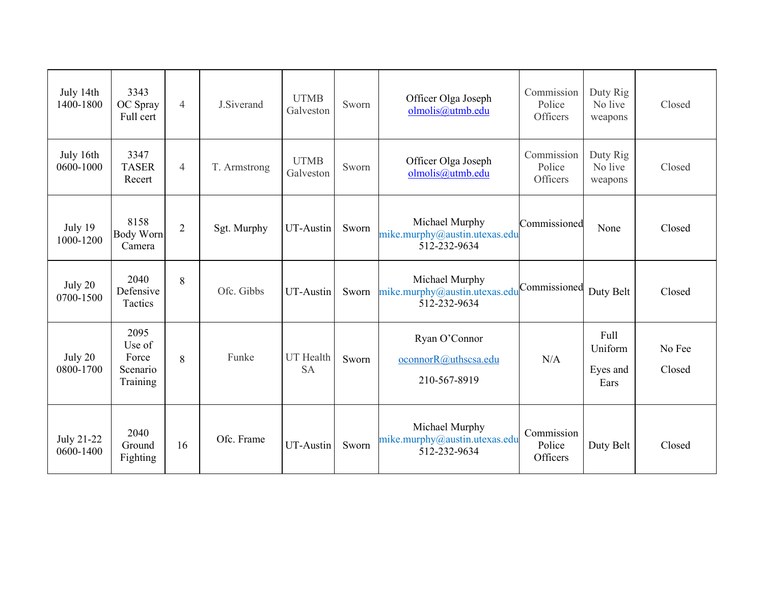| | | | | | | | | | |
|---|---|---|---|---|---|---|---|---|---|
| July 14th 1400-1800 | 3343 OC Spray Full cert | 4 | J.Siverand | UTMB Galveston | Sworn | Officer Olga Joseph olmolis@utmb.edu | Commission Police Officers | Duty Rig No live weapons | Closed |
| July 16th 0600-1000 | 3347 TASER Recert | 4 | T. Armstrong | UTMB Galveston | Sworn | Officer Olga Joseph olmolis@utmb.edu | Commission Police Officers | Duty Rig No live weapons | Closed |
| July 19 1000-1200 | 8158 Body Worn Camera | 2 | Sgt. Murphy | UT-Austin | Sworn | Michael Murphy mike.murphy@austin.utexas.edu 512-232-9634 | Commissioned | None | Closed |
| July 20 0700-1500 | 2040 Defensive Tactics | 8 | Ofc. Gibbs | UT-Austin | Sworn | Michael Murphy mike.murphy@austin.utexas.edu 512-232-9634 | Commissioned | Duty Belt | Closed |
| July 20 0800-1700 | 2095 Use of Force Scenario Training | 8 | Funke | UT Health SA | Sworn | Ryan O'Connor oconnorR@uthscsa.edu 210-567-8919 | N/A | Full Uniform Eyes and Ears | No Fee Closed |
| July 21-22 0600-1400 | 2040 Ground Fighting | 16 | Ofc. Frame | UT-Austin | Sworn | Michael Murphy mike.murphy@austin.utexas.edu 512-232-9634 | Commission Police Officers | Duty Belt | Closed |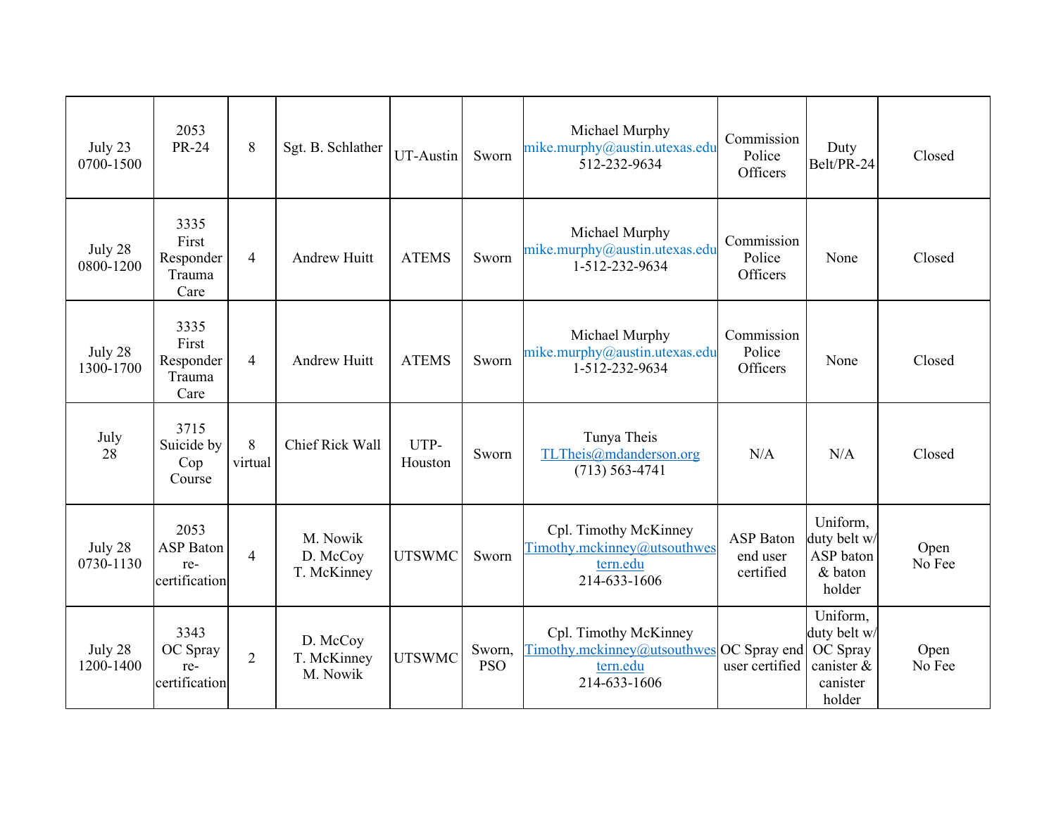| | | | | | | | | | |
|---|---|---|---|---|---|---|---|---|---|
| July 23 0700-1500 | 2053 PR-24 | 8 | Sgt. B. Schlather | UT-Austin | Sworn | Michael Murphy mike.murphy@austin.utexas.edu 512-232-9634 | Commission Police Officers | Duty Belt/PR-24 | Closed |
| July 28 0800-1200 | 3335 First Responder Trauma Care | 4 | Andrew Huitt | ATEMS | Sworn | Michael Murphy mike.murphy@austin.utexas.edu 1-512-232-9634 | Commission Police Officers | None | Closed |
| July 28 1300-1700 | 3335 First Responder Trauma Care | 4 | Andrew Huitt | ATEMS | Sworn | Michael Murphy mike.murphy@austin.utexas.edu 1-512-232-9634 | Commission Police Officers | None | Closed |
| July 28 | 3715 Suicide by Cop Course | 8 virtual | Chief Rick Wall | UTP-Houston | Sworn | Tunya Theis TLTheis@mdanderson.org (713) 563-4741 | N/A | N/A | Closed |
| July 28 0730-1130 | 2053 ASP Baton re-certification | 4 | M. Nowik D. McCoy T. McKinney | UTSWMC | Sworn | Cpl. Timothy McKinney Timothy.mckinney@utsouthwestern.edu 214-633-1606 | ASP Baton end user certified | Uniform, duty belt w/ ASP baton & baton holder | Open No Fee |
| July 28 1200-1400 | 3343 OC Spray re-certification | 2 | D. McCoy T. McKinney M. Nowik | UTSWMC | Sworn, PSO | Cpl. Timothy McKinney Timothy.mckinney@utsouthwestern.edu 214-633-1606 | OC Spray end user certified | Uniform, duty belt w/ OC Spray canister & canister holder | Open No Fee |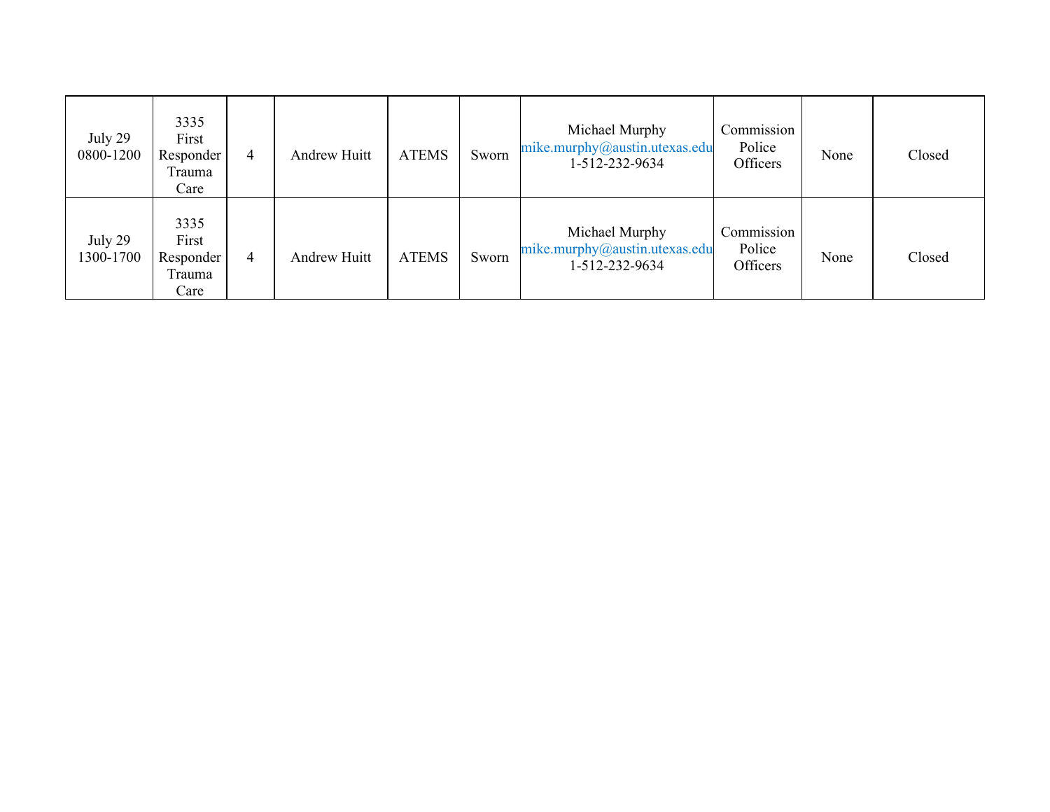| | | | | | | | | | |
|---|---|---|---|---|---|---|---|---|---|
| July 29 0800-1200 | 3335 First Responder Trauma Care | 4 | Andrew Huitt | ATEMS | Sworn | Michael Murphy mike.murphy@austin.utexas.edu 1-512-232-9634 | Commission Police Officers | None | Closed |
| July 29 1300-1700 | 3335 First Responder Trauma Care | 4 | Andrew Huitt | ATEMS | Sworn | Michael Murphy mike.murphy@austin.utexas.edu 1-512-232-9634 | Commission Police Officers | None | Closed |